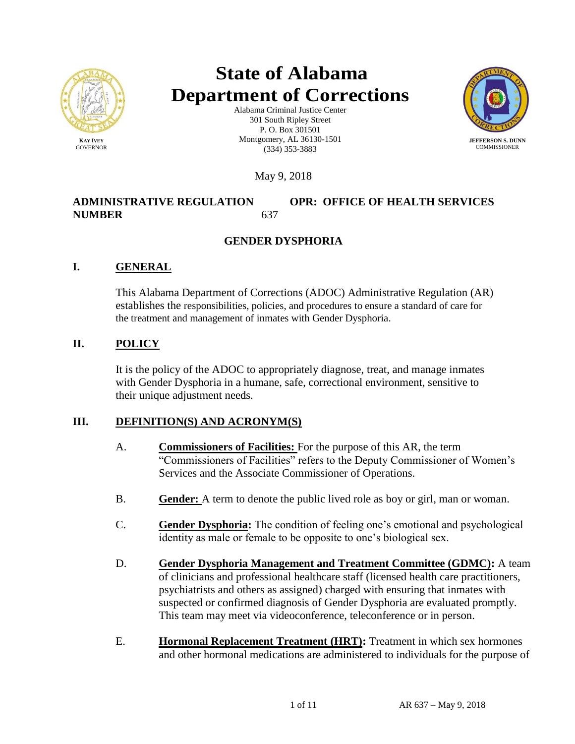KAY IVEY
GOVERNOR

# State of Alabama Department of Corrections

Alabama Criminal Justice Center
301 South Ripley Street
P. O. Box 301501
Montgomery, AL 36130-1501
(334) 353-3883

JEFFERSON S. DUNN
COMMISSIONER

May 9, 2018

**ADMINISTRATIVE REGULATION NUMBER** 637

**OPR: OFFICE OF HEALTH SERVICES**

## GENDER DYSPHORIA

### I. GENERAL

This Alabama Department of Corrections (ADOC) Administrative Regulation (AR) establishes the responsibilities, policies, and procedures to ensure a standard of care for the treatment and management of inmates with Gender Dysphoria.

### II. POLICY

It is the policy of the ADOC to appropriately diagnose, treat, and manage inmates with Gender Dysphoria in a humane, safe, correctional environment, sensitive to their unique adjustment needs.

### III. DEFINITION(S) AND ACRONYM(S)

A. **Commissioners of Facilities:** For the purpose of this AR, the term "Commissioners of Facilities" refers to the Deputy Commissioner of Women's Services and the Associate Commissioner of Operations.

B. **Gender:** A term to denote the public lived role as boy or girl, man or woman.

C. **Gender Dysphoria:** The condition of feeling one's emotional and psychological identity as male or female to be opposite to one's biological sex.

D. **Gender Dysphoria Management and Treatment Committee (GDMC):** A team of clinicians and professional healthcare staff (licensed health care practitioners, psychiatrists and others as assigned) charged with ensuring that inmates with suspected or confirmed diagnosis of Gender Dysphoria are evaluated promptly. This team may meet via videoconference, teleconference or in person.

E. **Hormonal Replacement Treatment (HRT):** Treatment in which sex hormones and other hormonal medications are administered to individuals for the purpose of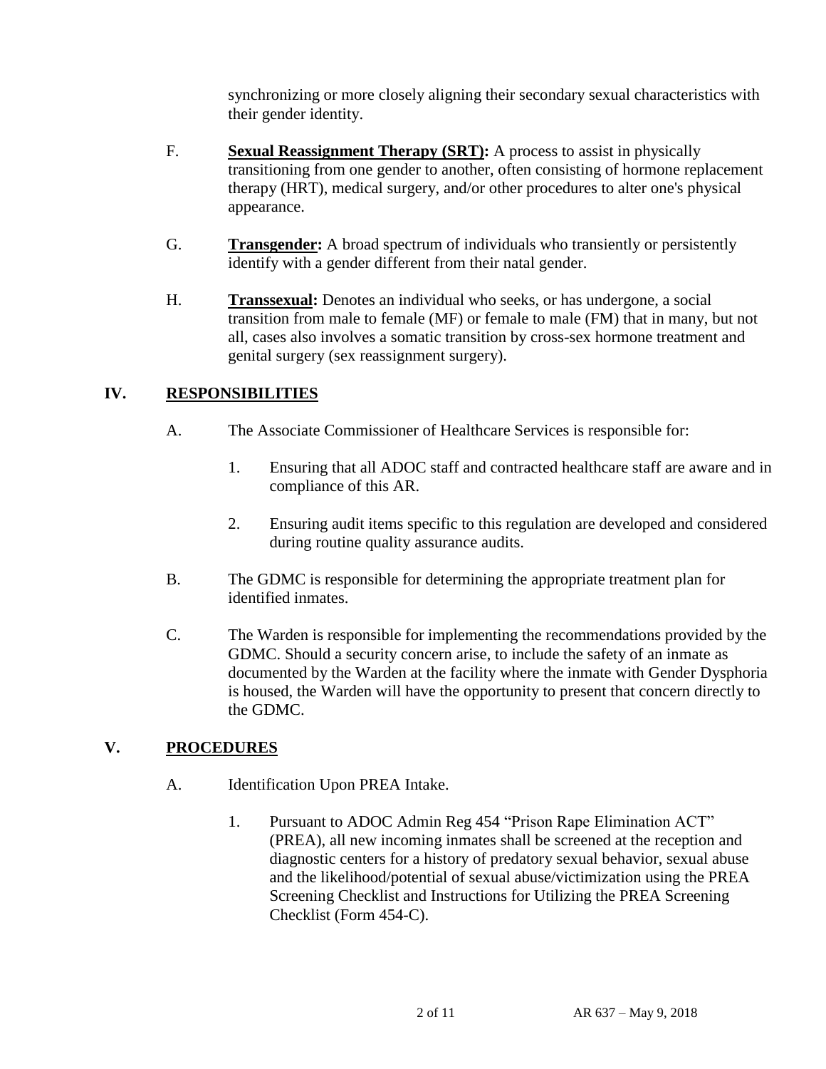synchronizing or more closely aligning their secondary sexual characteristics with their gender identity.

F. **Sexual Reassignment Therapy (SRT):** A process to assist in physically transitioning from one gender to another, often consisting of hormone replacement therapy (HRT), medical surgery, and/or other procedures to alter one's physical appearance.

G. **Transgender:** A broad spectrum of individuals who transiently or persistently identify with a gender different from their natal gender.

H. **Transsexual:** Denotes an individual who seeks, or has undergone, a social transition from male to female (MF) or female to male (FM) that in many, but not all, cases also involves a somatic transition by cross-sex hormone treatment and genital surgery (sex reassignment surgery).

## IV. RESPONSIBILITIES

A. The Associate Commissioner of Healthcare Services is responsible for:

1. Ensuring that all ADOC staff and contracted healthcare staff are aware and in compliance of this AR.

2. Ensuring audit items specific to this regulation are developed and considered during routine quality assurance audits.

B. The GDMC is responsible for determining the appropriate treatment plan for identified inmates.

C. The Warden is responsible for implementing the recommendations provided by the GDMC. Should a security concern arise, to include the safety of an inmate as documented by the Warden at the facility where the inmate with Gender Dysphoria is housed, the Warden will have the opportunity to present that concern directly to the GDMC.

## V. PROCEDURES

A. Identification Upon PREA Intake.

1. Pursuant to ADOC Admin Reg 454 "Prison Rape Elimination ACT" (PREA), all new incoming inmates shall be screened at the reception and diagnostic centers for a history of predatory sexual behavior, sexual abuse and the likelihood/potential of sexual abuse/victimization using the PREA Screening Checklist and Instructions for Utilizing the PREA Screening Checklist (Form 454-C).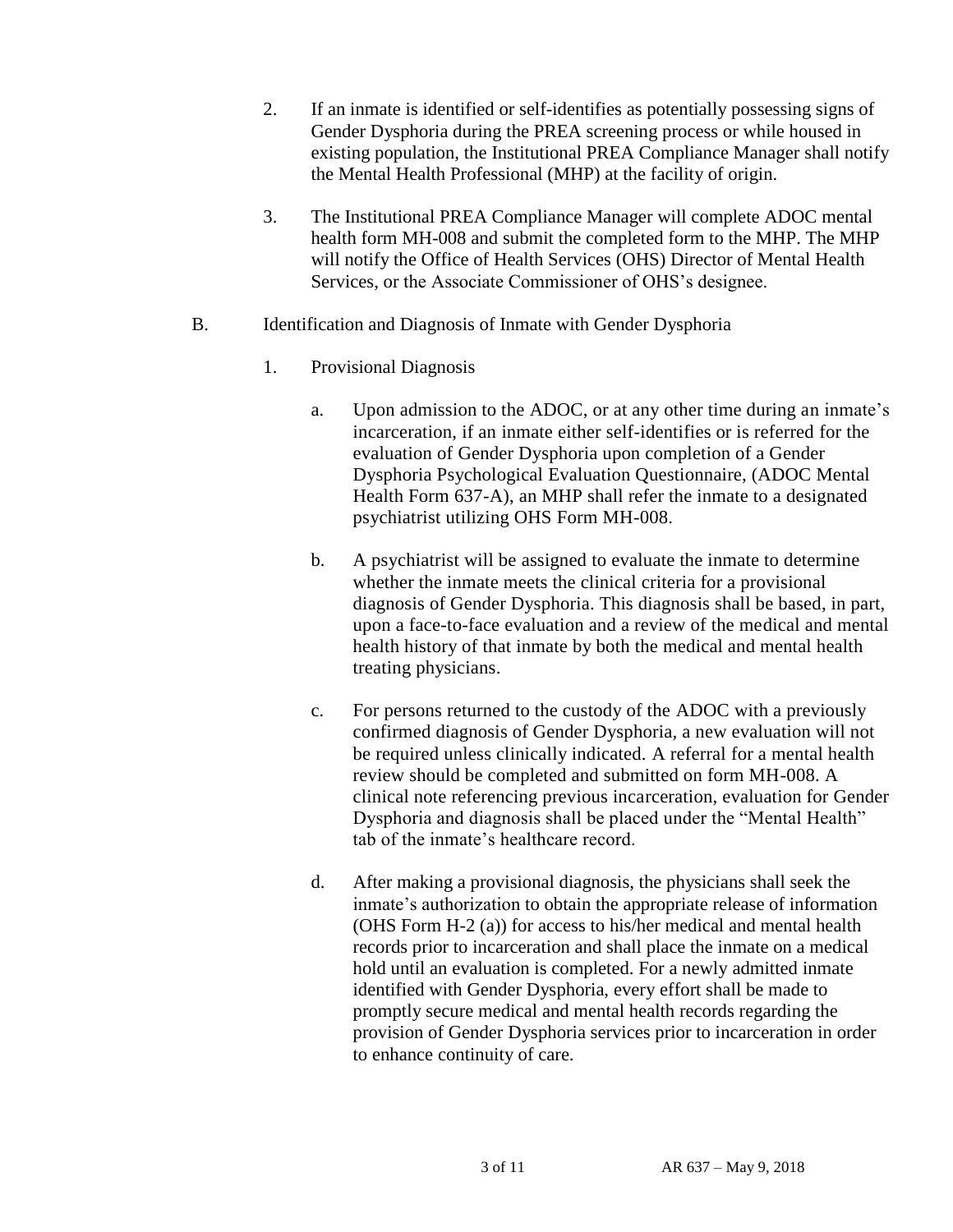2. If an inmate is identified or self-identifies as potentially possessing signs of Gender Dysphoria during the PREA screening process or while housed in existing population, the Institutional PREA Compliance Manager shall notify the Mental Health Professional (MHP) at the facility of origin.

3. The Institutional PREA Compliance Manager will complete ADOC mental health form MH-008 and submit the completed form to the MHP. The MHP will notify the Office of Health Services (OHS) Director of Mental Health Services, or the Associate Commissioner of OHS's designee.

B. Identification and Diagnosis of Inmate with Gender Dysphoria

1. Provisional Diagnosis

   a. Upon admission to the ADOC, or at any other time during an inmate's incarceration, if an inmate either self-identifies or is referred for the evaluation of Gender Dysphoria upon completion of a Gender Dysphoria Psychological Evaluation Questionnaire, (ADOC Mental Health Form 637-A), an MHP shall refer the inmate to a designated psychiatrist utilizing OHS Form MH-008.

   b. A psychiatrist will be assigned to evaluate the inmate to determine whether the inmate meets the clinical criteria for a provisional diagnosis of Gender Dysphoria. This diagnosis shall be based, in part, upon a face-to-face evaluation and a review of the medical and mental health history of that inmate by both the medical and mental health treating physicians.

   c. For persons returned to the custody of the ADOC with a previously confirmed diagnosis of Gender Dysphoria, a new evaluation will not be required unless clinically indicated. A referral for a mental health review should be completed and submitted on form MH-008. A clinical note referencing previous incarceration, evaluation for Gender Dysphoria and diagnosis shall be placed under the "Mental Health" tab of the inmate's healthcare record.

   d. After making a provisional diagnosis, the physicians shall seek the inmate's authorization to obtain the appropriate release of information (OHS Form H-2 (a)) for access to his/her medical and mental health records prior to incarceration and shall place the inmate on a medical hold until an evaluation is completed. For a newly admitted inmate identified with Gender Dysphoria, every effort shall be made to promptly secure medical and mental health records regarding the provision of Gender Dysphoria services prior to incarceration in order to enhance continuity of care.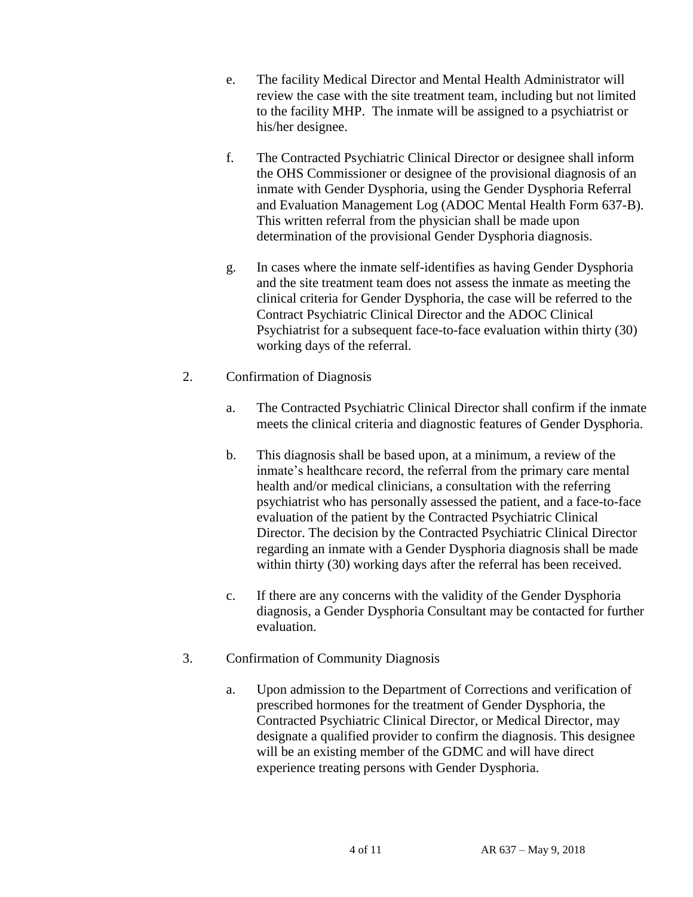e. The facility Medical Director and Mental Health Administrator will review the case with the site treatment team, including but not limited to the facility MHP. The inmate will be assigned to a psychiatrist or his/her designee.

f. The Contracted Psychiatric Clinical Director or designee shall inform the OHS Commissioner or designee of the provisional diagnosis of an inmate with Gender Dysphoria, using the Gender Dysphoria Referral and Evaluation Management Log (ADOC Mental Health Form 637-B). This written referral from the physician shall be made upon determination of the provisional Gender Dysphoria diagnosis.

g. In cases where the inmate self-identifies as having Gender Dysphoria and the site treatment team does not assess the inmate as meeting the clinical criteria for Gender Dysphoria, the case will be referred to the Contract Psychiatric Clinical Director and the ADOC Clinical Psychiatrist for a subsequent face-to-face evaluation within thirty (30) working days of the referral.

2. Confirmation of Diagnosis

   a. The Contracted Psychiatric Clinical Director shall confirm if the inmate meets the clinical criteria and diagnostic features of Gender Dysphoria.

   b. This diagnosis shall be based upon, at a minimum, a review of the inmate's healthcare record, the referral from the primary care mental health and/or medical clinicians, a consultation with the referring psychiatrist who has personally assessed the patient, and a face-to-face evaluation of the patient by the Contracted Psychiatric Clinical Director. The decision by the Contracted Psychiatric Clinical Director regarding an inmate with a Gender Dysphoria diagnosis shall be made within thirty (30) working days after the referral has been received.

   c. If there are any concerns with the validity of the Gender Dysphoria diagnosis, a Gender Dysphoria Consultant may be contacted for further evaluation.

3. Confirmation of Community Diagnosis

   a. Upon admission to the Department of Corrections and verification of prescribed hormones for the treatment of Gender Dysphoria, the Contracted Psychiatric Clinical Director, or Medical Director, may designate a qualified provider to confirm the diagnosis. This designee will be an existing member of the GDMC and will have direct experience treating persons with Gender Dysphoria.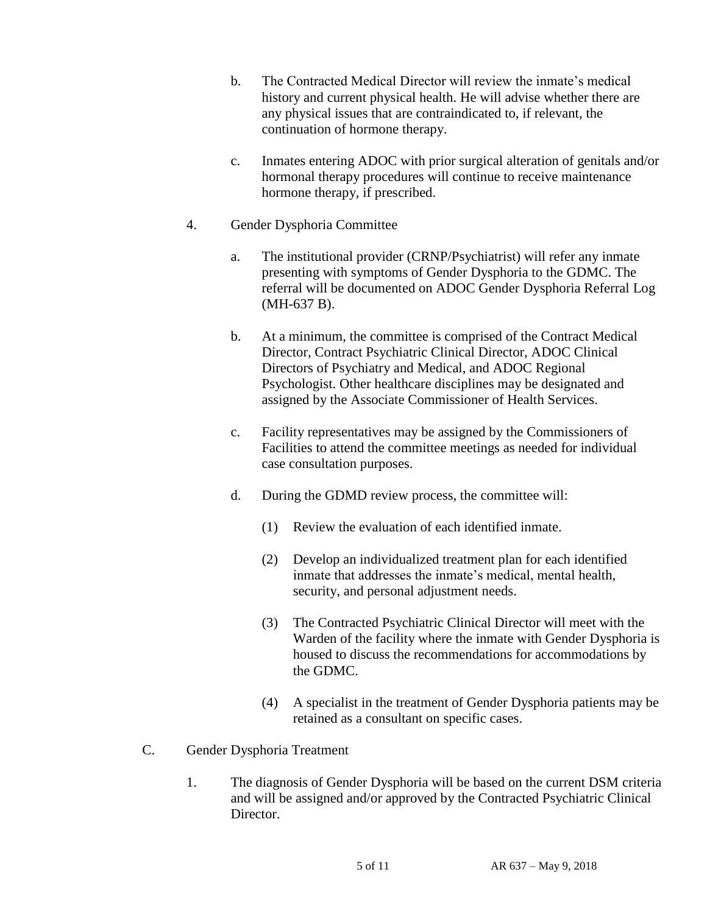b. The Contracted Medical Director will review the inmate's medical history and current physical health. He will advise whether there are any physical issues that are contraindicated to, if relevant, the continuation of hormone therapy.

c. Inmates entering ADOC with prior surgical alteration of genitals and/or hormonal therapy procedures will continue to receive maintenance hormone therapy, if prescribed.

4. Gender Dysphoria Committee

a. The institutional provider (CRNP/Psychiatrist) will refer any inmate presenting with symptoms of Gender Dysphoria to the GDMC. The referral will be documented on ADOC Gender Dysphoria Referral Log (MH-637 B).

b. At a minimum, the committee is comprised of the Contract Medical Director, Contract Psychiatric Clinical Director, ADOC Clinical Directors of Psychiatry and Medical, and ADOC Regional Psychologist. Other healthcare disciplines may be designated and assigned by the Associate Commissioner of Health Services.

c. Facility representatives may be assigned by the Commissioners of Facilities to attend the committee meetings as needed for individual case consultation purposes.

d. During the GDMD review process, the committee will:

(1) Review the evaluation of each identified inmate.

(2) Develop an individualized treatment plan for each identified inmate that addresses the inmate's medical, mental health, security, and personal adjustment needs.

(3) The Contracted Psychiatric Clinical Director will meet with the Warden of the facility where the inmate with Gender Dysphoria is housed to discuss the recommendations for accommodations by the GDMC.

(4) A specialist in the treatment of Gender Dysphoria patients may be retained as a consultant on specific cases.

C. Gender Dysphoria Treatment

1. The diagnosis of Gender Dysphoria will be based on the current DSM criteria and will be assigned and/or approved by the Contracted Psychiatric Clinical Director.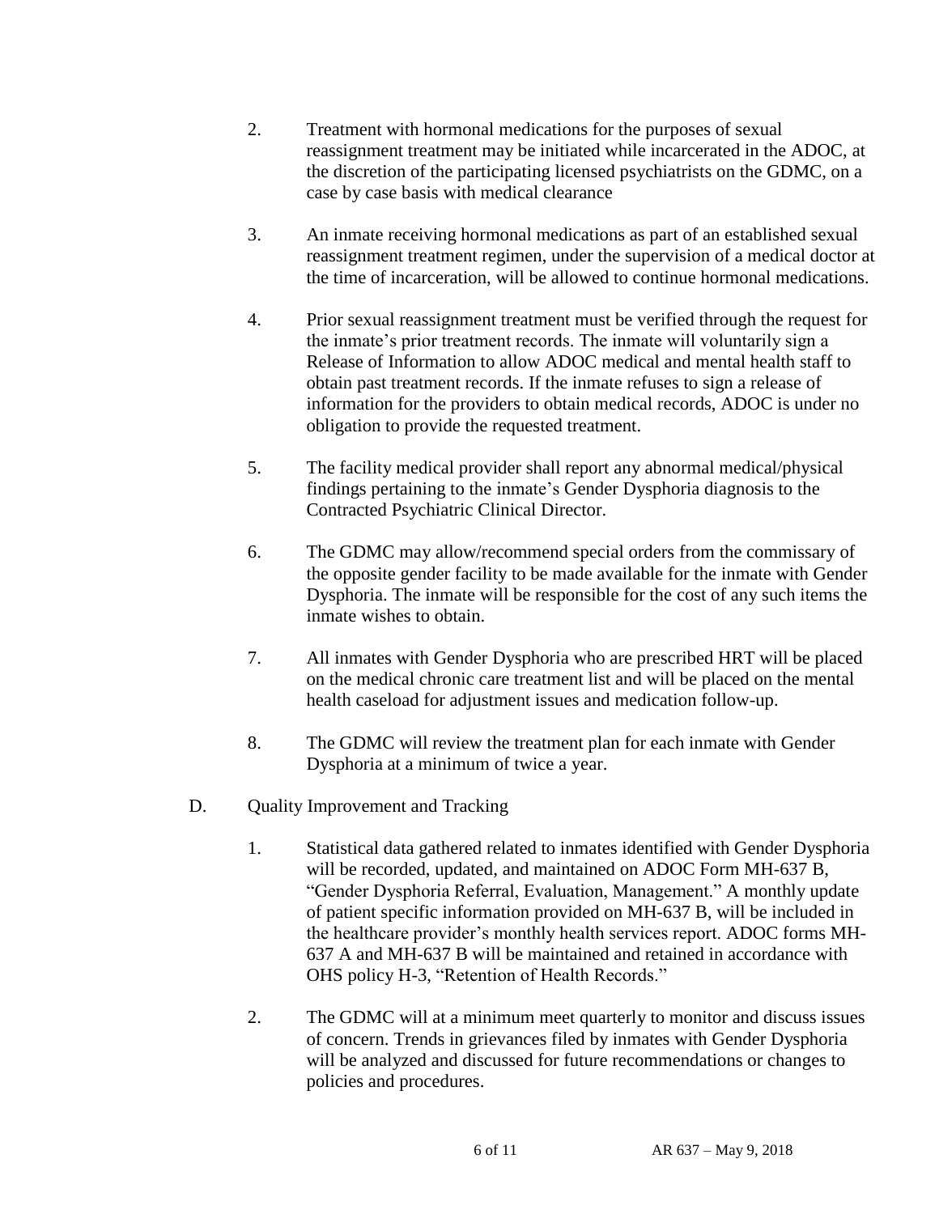2. Treatment with hormonal medications for the purposes of sexual reassignment treatment may be initiated while incarcerated in the ADOC, at the discretion of the participating licensed psychiatrists on the GDMC, on a case by case basis with medical clearance

3. An inmate receiving hormonal medications as part of an established sexual reassignment treatment regimen, under the supervision of a medical doctor at the time of incarceration, will be allowed to continue hormonal medications.

4. Prior sexual reassignment treatment must be verified through the request for the inmate's prior treatment records. The inmate will voluntarily sign a Release of Information to allow ADOC medical and mental health staff to obtain past treatment records. If the inmate refuses to sign a release of information for the providers to obtain medical records, ADOC is under no obligation to provide the requested treatment.

5. The facility medical provider shall report any abnormal medical/physical findings pertaining to the inmate's Gender Dysphoria diagnosis to the Contracted Psychiatric Clinical Director.

6. The GDMC may allow/recommend special orders from the commissary of the opposite gender facility to be made available for the inmate with Gender Dysphoria. The inmate will be responsible for the cost of any such items the inmate wishes to obtain.

7. All inmates with Gender Dysphoria who are prescribed HRT will be placed on the medical chronic care treatment list and will be placed on the mental health caseload for adjustment issues and medication follow-up.

8. The GDMC will review the treatment plan for each inmate with Gender Dysphoria at a minimum of twice a year.

D. Quality Improvement and Tracking

1. Statistical data gathered related to inmates identified with Gender Dysphoria will be recorded, updated, and maintained on ADOC Form MH-637 B, "Gender Dysphoria Referral, Evaluation, Management." A monthly update of patient specific information provided on MH-637 B, will be included in the healthcare provider's monthly health services report. ADOC forms MH-637 A and MH-637 B will be maintained and retained in accordance with OHS policy H-3, "Retention of Health Records."

2. The GDMC will at a minimum meet quarterly to monitor and discuss issues of concern. Trends in grievances filed by inmates with Gender Dysphoria will be analyzed and discussed for future recommendations or changes to policies and procedures.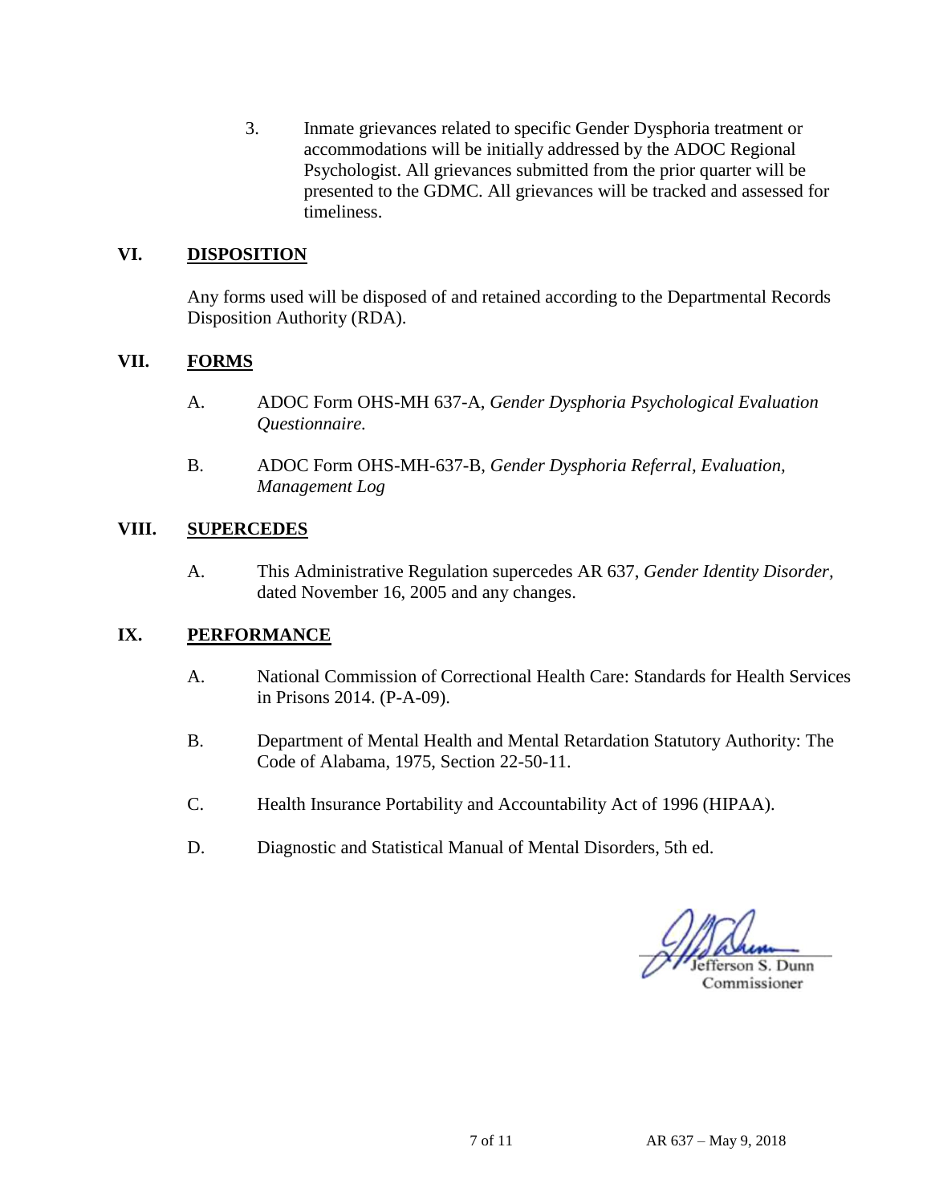3. Inmate grievances related to specific Gender Dysphoria treatment or accommodations will be initially addressed by the ADOC Regional Psychologist. All grievances submitted from the prior quarter will be presented to the GDMC. All grievances will be tracked and assessed for timeliness.

## VI. DISPOSITION

Any forms used will be disposed of and retained according to the Departmental Records Disposition Authority (RDA).

## VII. FORMS

A. ADOC Form OHS-MH 637-A, *Gender Dysphoria Psychological Evaluation Questionnaire.*

B. ADOC Form OHS-MH-637-B, *Gender Dysphoria Referral, Evaluation, Management Log*

## VIII. SUPERCEDES

A. This Administrative Regulation supercedes AR 637, *Gender Identity Disorder,* dated November 16, 2005 and any changes.

## IX. PERFORMANCE

A. National Commission of Correctional Health Care: Standards for Health Services in Prisons 2014. (P-A-09).

B. Department of Mental Health and Mental Retardation Statutory Authority: The Code of Alabama, 1975, Section 22-50-11.

C. Health Insurance Portability and Accountability Act of 1996 (HIPAA).

D. Diagnostic and Statistical Manual of Mental Disorders, 5th ed.

Jefferson S. Dunn
Commissioner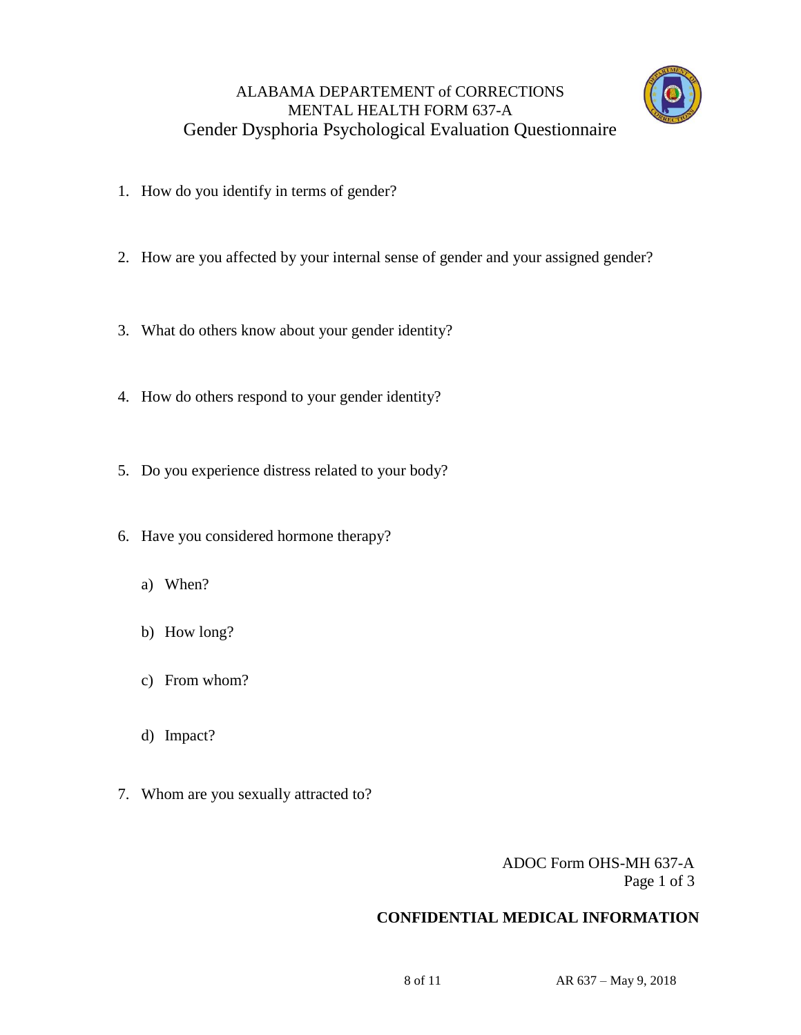# ALABAMA DEPARTEMENT of CORRECTIONS
## MENTAL HEALTH FORM 637-A
## Gender Dysphoria Psychological Evaluation Questionnaire

1. How do you identify in terms of gender?

2. How are you affected by your internal sense of gender and your assigned gender?

3. What do others know about your gender identity?

4. How do others respond to your gender identity?

5. Do you experience distress related to your body?

6. Have you considered hormone therapy?

    a) When?

    b) How long?

    c) From whom?

    d) Impact?

7. Whom are you sexually attracted to?

ADOC Form OHS-MH 637-A
Page 1 of 3

**CONFIDENTIAL MEDICAL INFORMATION**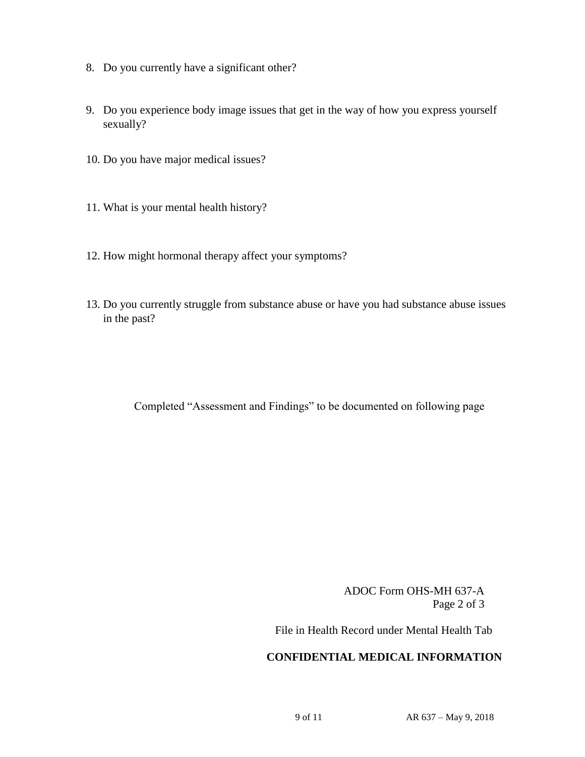8. Do you currently have a significant other?

9. Do you experience body image issues that get in the way of how you express yourself sexually?

10. Do you have major medical issues?

11. What is your mental health history?

12. How might hormonal therapy affect your symptoms?

13. Do you currently struggle from substance abuse or have you had substance abuse issues in the past?

Completed "Assessment and Findings" to be documented on following page

ADOC Form OHS-MH 637-A
Page 2 of 3

File in Health Record under Mental Health Tab

**CONFIDENTIAL MEDICAL INFORMATION**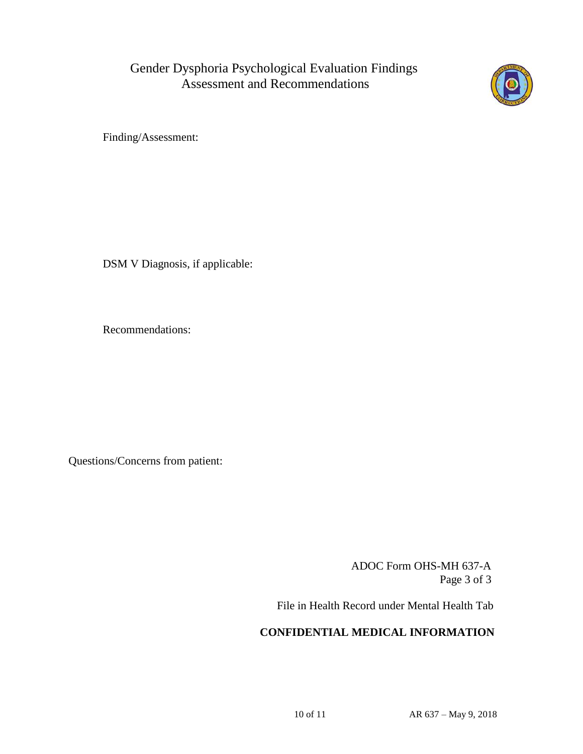# Gender Dysphoria Psychological Evaluation Findings Assessment and Recommendations

Finding/Assessment:

DSM V Diagnosis, if applicable:

Recommendations:

Questions/Concerns from patient:

ADOC Form OHS-MH 637-A
Page 3 of 3

File in Health Record under Mental Health Tab

**CONFIDENTIAL MEDICAL INFORMATION**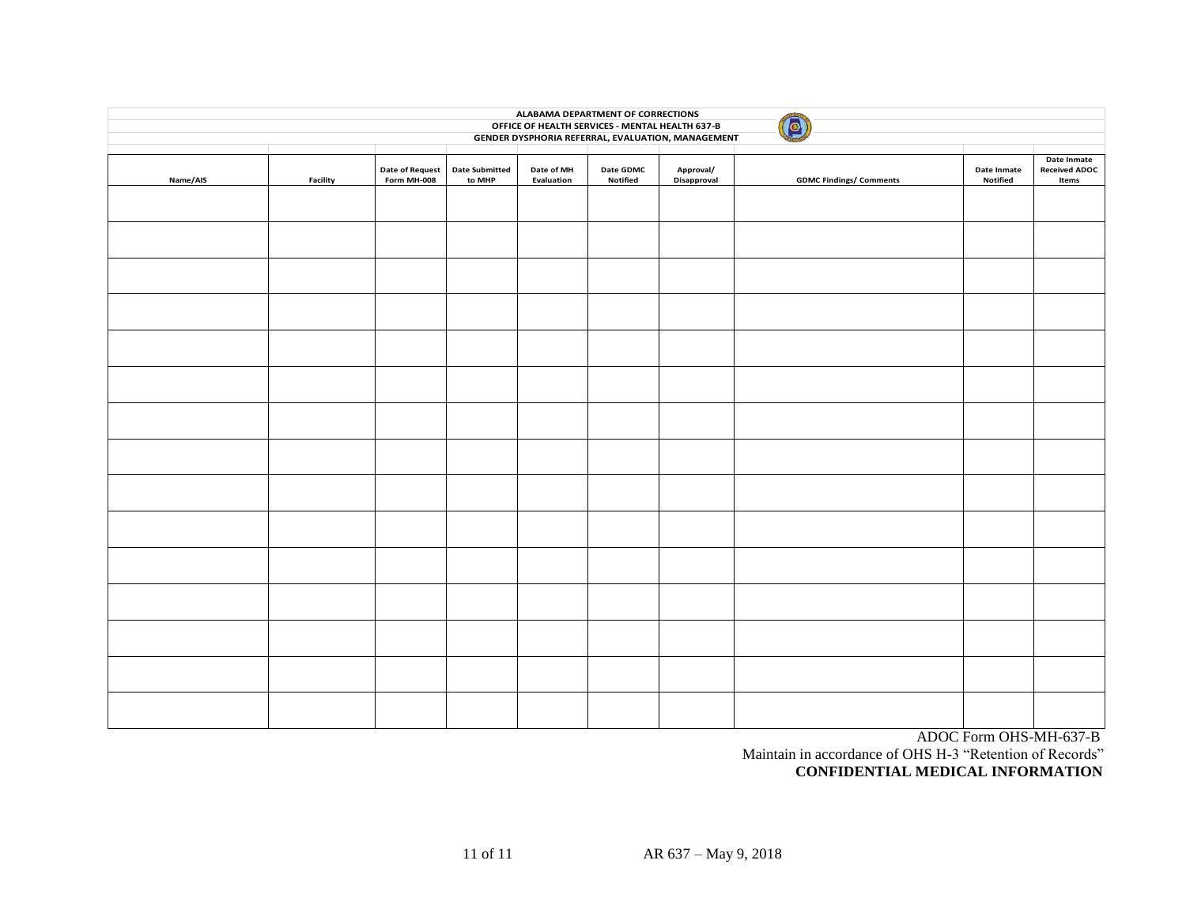**ALABAMA DEPARTMENT OF CORRECTIONS**
**OFFICE OF HEALTH SERVICES - MENTAL HEALTH 637-B**
**GENDER DYSPHORIA REFERRAL, EVALUATION, MANAGEMENT**

| Name/AIS | Facility | Date of Request Form MH-008 | Date Submitted to MHP | Date of MH Evaluation | Date GDMC Notified | Approval/ Disapproval | GDMC Findings/ Comments | Date Inmate Notified | Date Inmate Received ADOC Items |
|---|---|---|---|---|---|---|---|---|---|
| | | | | | | | | | |
| | | | | | | | | | |
| | | | | | | | | | |
| | | | | | | | | | |
| | | | | | | | | | |
| | | | | | | | | | |
| | | | | | | | | | |
| | | | | | | | | | |
| | | | | | | | | | |
| | | | | | | | | | |
| | | | | | | | | | |
| | | | | | | | | | |
| | | | | | | | | | |
| | | | | | | | | | |
| | | | | | | | | | |

ADOC Form OHS-MH-637-B
Maintain in accordance of OHS H-3 "Retention of Records"
**CONFIDENTIAL MEDICAL INFORMATION**